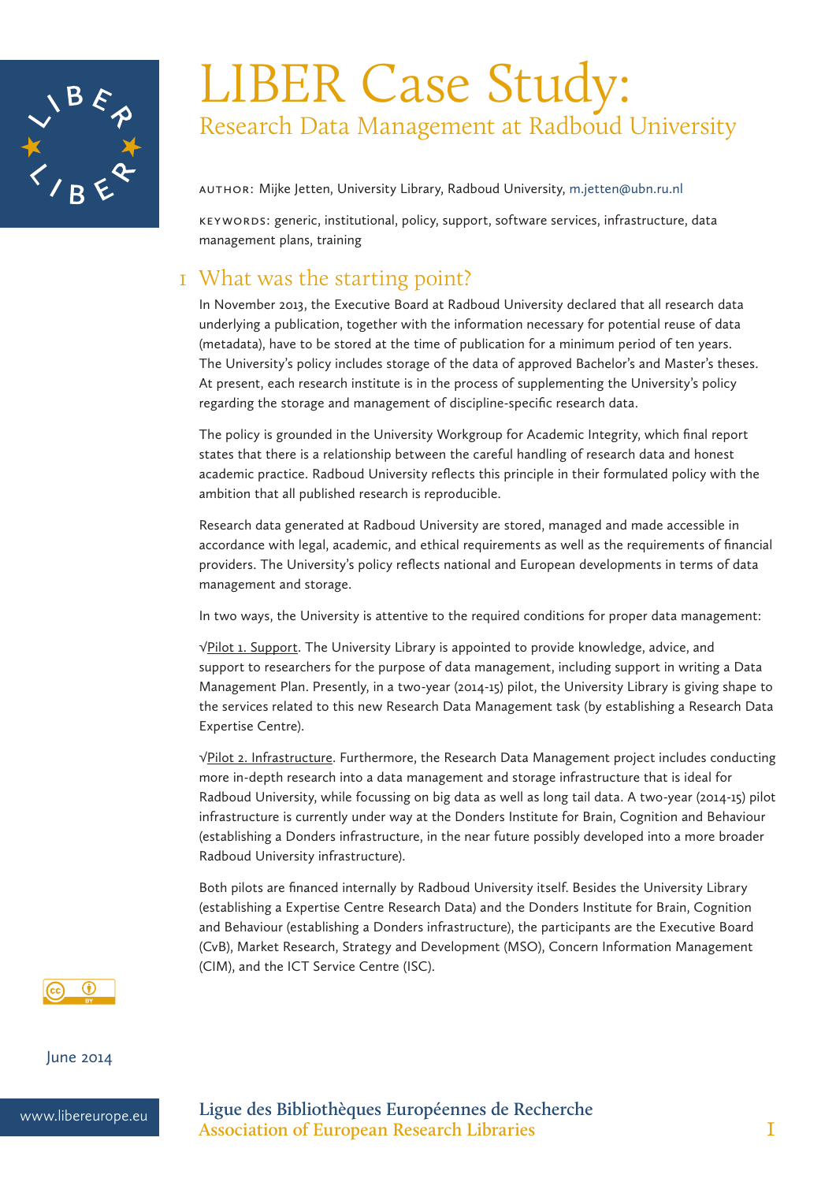# LIBER Case Study:

## Research Data Management at Radboud University

AUTHOR: Mijke Jetten, University Library, Radboud University, m.jetten@ubn.ru.nl

KEYWORDS: generic, institutional, policy, support, software services, infrastructure, data management plans, training

## 1 What was the starting point?

In November 2013, the Executive Board at Radboud University declared that all research data underlying a publication, together with the information necessary for potential reuse of data (metadata), have to be stored at the time of publication for a minimum period of ten years. The University's policy includes storage of the data of approved Bachelor's and Master's theses. At present, each research institute is in the process of supplementing the University's policy regarding the storage and management of discipline-specific research data.

The policy is grounded in the University Workgroup for Academic Integrity, which final report states that there is a relationship between the careful handling of research data and honest academic practice. Radboud University reflects this principle in their formulated policy with the ambition that all published research is reproducible.

Research data generated at Radboud University are stored, managed and made accessible in accordance with legal, academic, and ethical requirements as well as the requirements of financial providers. The University's policy reflects national and European developments in terms of data management and storage.

In two ways, the University is attentive to the required conditions for proper data management:

√Pilot 1. Support. The University Library is appointed to provide knowledge, advice, and support to researchers for the purpose of data management, including support in writing a Data Management Plan. Presently, in a two-year (2014-15) pilot, the University Library is giving shape to the services related to this new Research Data Management task (by establishing a Research Data Expertise Centre).

√Pilot 2. Infrastructure. Furthermore, the Research Data Management project includes conducting more in-depth research into a data management and storage infrastructure that is ideal for Radboud University, while focussing on big data as well as long tail data. A two-year (2014-15) pilot infrastructure is currently under way at the Donders Institute for Brain, Cognition and Behaviour (establishing a Donders infrastructure, in the near future possibly developed into a more broader Radboud University infrastructure).

Both pilots are financed internally by Radboud University itself. Besides the University Library (establishing a Expertise Centre Research Data) and the Donders Institute for Brain, Cognition and Behaviour (establishing a Donders infrastructure), the participants are the Executive Board (CvB), Market Research, Strategy and Development (MSO), Concern Information Management (CIM), and the ICT Service Centre (ISC).

June 2014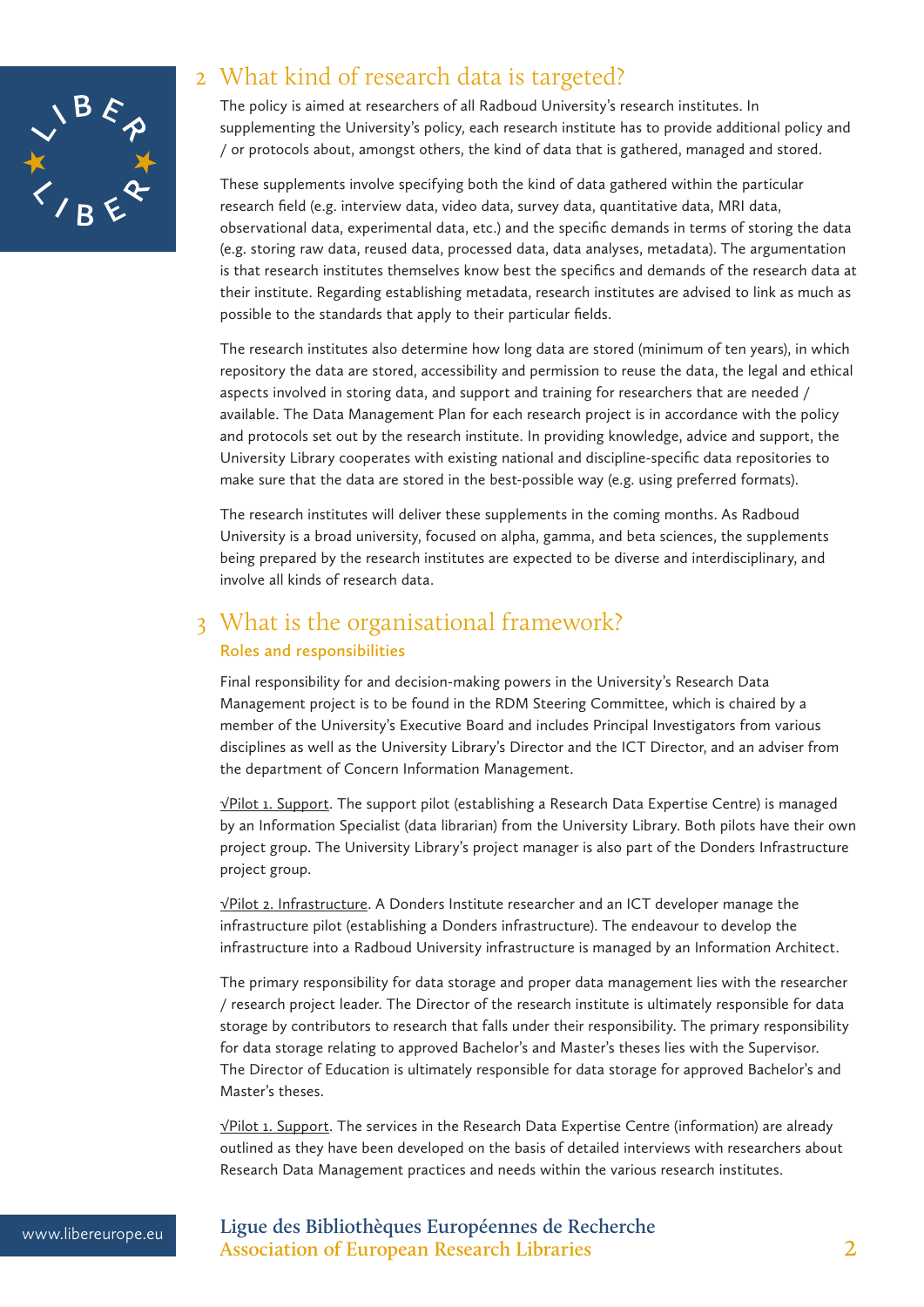## 2 What kind of research data is targeted?

The policy is aimed at researchers of all Radboud University's research institutes. In supplementing the University's policy, each research institute has to provide additional policy and / or protocols about, amongst others, the kind of data that is gathered, managed and stored.

These supplements involve specifying both the kind of data gathered within the particular research field (e.g. interview data, video data, survey data, quantitative data, MRI data, observational data, experimental data, etc.) and the specific demands in terms of storing the data (e.g. storing raw data, reused data, processed data, data analyses, metadata). The argumentation is that research institutes themselves know best the specifics and demands of the research data at their institute. Regarding establishing metadata, research institutes are advised to link as much as possible to the standards that apply to their particular fields.

The research institutes also determine how long data are stored (minimum of ten years), in which repository the data are stored, accessibility and permission to reuse the data, the legal and ethical aspects involved in storing data, and support and training for researchers that are needed / available. The Data Management Plan for each research project is in accordance with the policy and protocols set out by the research institute. In providing knowledge, advice and support, the University Library cooperates with existing national and discipline-specific data repositories to make sure that the data are stored in the best-possible way (e.g. using preferred formats).

The research institutes will deliver these supplements in the coming months. As Radboud University is a broad university, focused on alpha, gamma, and beta sciences, the supplements being prepared by the research institutes are expected to be diverse and interdisciplinary, and involve all kinds of research data.

## 3 What is the organisational framework?

### Roles and responsibilities

Final responsibility for and decision-making powers in the University's Research Data Management project is to be found in the RDM Steering Committee, which is chaired by a member of the University's Executive Board and includes Principal Investigators from various disciplines as well as the University Library's Director and the ICT Director, and an adviser from the department of Concern Information Management.

√Pilot 1. Support. The support pilot (establishing a Research Data Expertise Centre) is managed by an Information Specialist (data librarian) from the University Library. Both pilots have their own project group. The University Library's project manager is also part of the Donders Infrastructure project group.

√Pilot 2. Infrastructure. A Donders Institute researcher and an ICT developer manage the infrastructure pilot (establishing a Donders infrastructure). The endeavour to develop the infrastructure into a Radboud University infrastructure is managed by an Information Architect.

The primary responsibility for data storage and proper data management lies with the researcher / research project leader. The Director of the research institute is ultimately responsible for data storage by contributors to research that falls under their responsibility. The primary responsibility for data storage relating to approved Bachelor's and Master's theses lies with the Supervisor. The Director of Education is ultimately responsible for data storage for approved Bachelor's and Master's theses.

√Pilot 1. Support. The services in the Research Data Expertise Centre (information) are already outlined as they have been developed on the basis of detailed interviews with researchers about Research Data Management practices and needs within the various research institutes.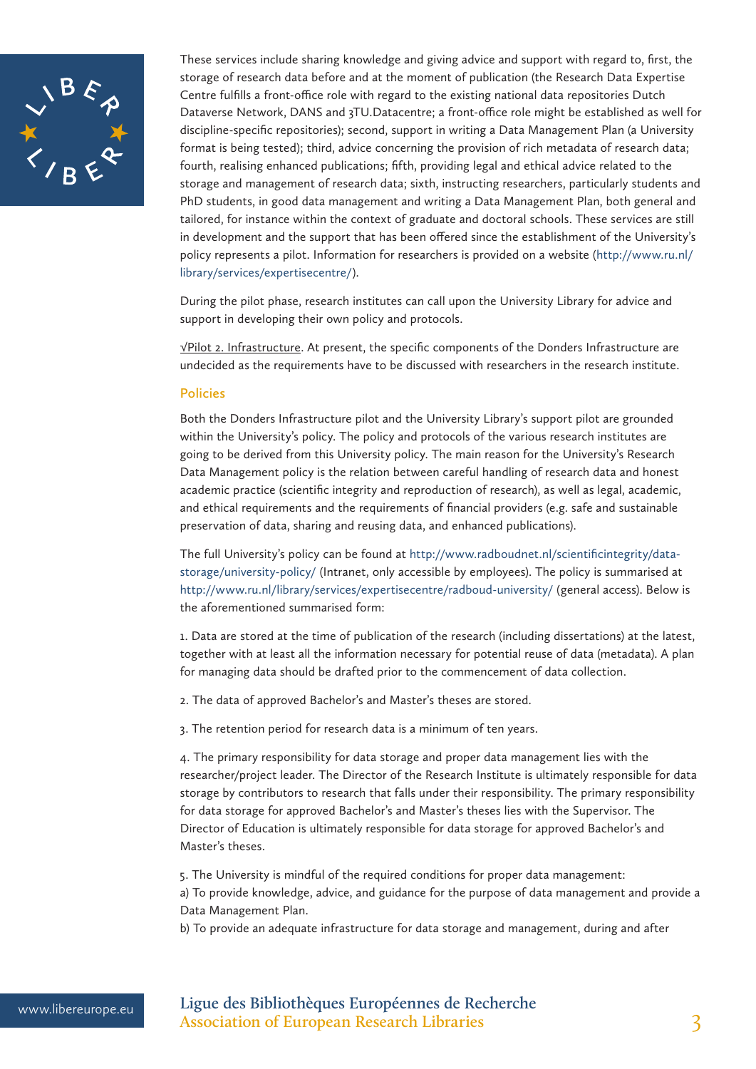These services include sharing knowledge and giving advice and support with regard to, first, the storage of research data before and at the moment of publication (the Research Data Expertise Centre fulfills a front-office role with regard to the existing national data repositories Dutch Dataverse Network, DANS and 3TU.Datacentre; a front-office role might be established as well for discipline-specific repositories); second, support in writing a Data Management Plan (a University format is being tested); third, advice concerning the provision of rich metadata of research data; fourth, realising enhanced publications; fifth, providing legal and ethical advice related to the storage and management of research data; sixth, instructing researchers, particularly students and PhD students, in good data management and writing a Data Management Plan, both general and tailored, for instance within the context of graduate and doctoral schools. These services are still in development and the support that has been offered since the establishment of the University's policy represents a pilot. Information for researchers is provided on a website (http://www.ru.nl/library/services/expertisecentre/).

During the pilot phase, research institutes can call upon the University Library for advice and support in developing their own policy and protocols.

√Pilot 2. Infrastructure. At present, the specific components of the Donders Infrastructure are undecided as the requirements have to be discussed with researchers in the research institute.

## Policies

Both the Donders Infrastructure pilot and the University Library's support pilot are grounded within the University's policy. The policy and protocols of the various research institutes are going to be derived from this University policy. The main reason for the University's Research Data Management policy is the relation between careful handling of research data and honest academic practice (scientific integrity and reproduction of research), as well as legal, academic, and ethical requirements and the requirements of financial providers (e.g. safe and sustainable preservation of data, sharing and reusing data, and enhanced publications).

The full University's policy can be found at http://www.radboudnet.nl/scientificintegrity/data-storage/university-policy/ (Intranet, only accessible by employees). The policy is summarised at http://www.ru.nl/library/services/expertisecentre/radboud-university/ (general access). Below is the aforementioned summarised form:

1. Data are stored at the time of publication of the research (including dissertations) at the latest, together with at least all the information necessary for potential reuse of data (metadata). A plan for managing data should be drafted prior to the commencement of data collection.

2. The data of approved Bachelor's and Master's theses are stored.

3. The retention period for research data is a minimum of ten years.

4. The primary responsibility for data storage and proper data management lies with the researcher/project leader. The Director of the Research Institute is ultimately responsible for data storage by contributors to research that falls under their responsibility. The primary responsibility for data storage for approved Bachelor's and Master's theses lies with the Supervisor. The Director of Education is ultimately responsible for data storage for approved Bachelor's and Master's theses.

5. The University is mindful of the required conditions for proper data management:
a) To provide knowledge, advice, and guidance for the purpose of data management and provide a Data Management Plan.
b) To provide an adequate infrastructure for data storage and management, during and after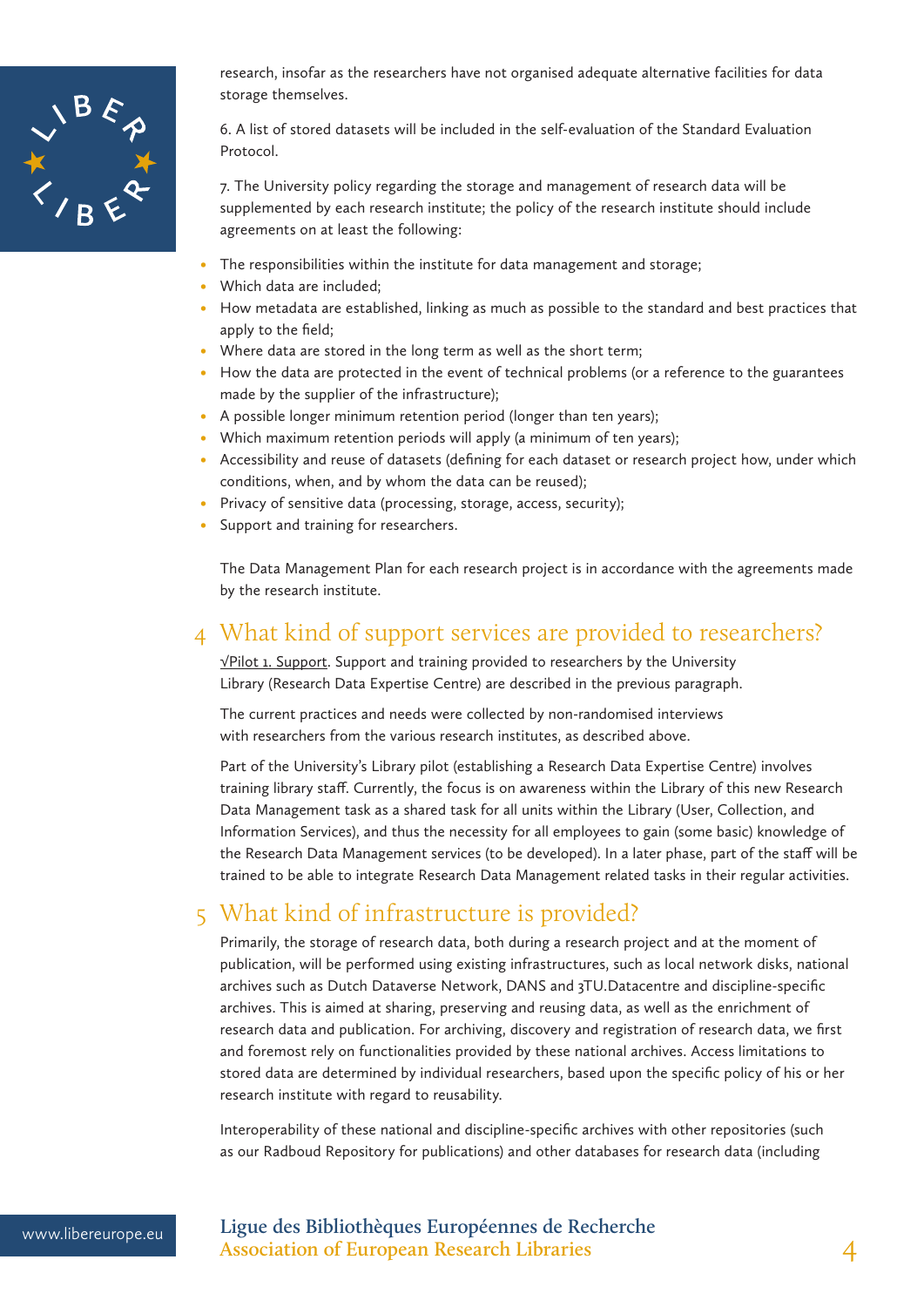research, insofar as the researchers have not organised adequate alternative facilities for data storage themselves.

6. A list of stored datasets will be included in the self-evaluation of the Standard Evaluation Protocol.

7. The University policy regarding the storage and management of research data will be supplemented by each research institute; the policy of the research institute should include agreements on at least the following:

- The responsibilities within the institute for data management and storage;
- Which data are included;
- How metadata are established, linking as much as possible to the standard and best practices that apply to the field;
- Where data are stored in the long term as well as the short term;
- How the data are protected in the event of technical problems (or a reference to the guarantees made by the supplier of the infrastructure);
- A possible longer minimum retention period (longer than ten years);
- Which maximum retention periods will apply (a minimum of ten years);
- Accessibility and reuse of datasets (defining for each dataset or research project how, under which conditions, when, and by whom the data can be reused);
- Privacy of sensitive data (processing, storage, access, security);
- Support and training for researchers.

The Data Management Plan for each research project is in accordance with the agreements made by the research institute.

## 4 What kind of support services are provided to researchers?

√Pilot 1. Support. Support and training provided to researchers by the University Library (Research Data Expertise Centre) are described in the previous paragraph.

The current practices and needs were collected by non-randomised interviews with researchers from the various research institutes, as described above.

Part of the University's Library pilot (establishing a Research Data Expertise Centre) involves training library staff. Currently, the focus is on awareness within the Library of this new Research Data Management task as a shared task for all units within the Library (User, Collection, and Information Services), and thus the necessity for all employees to gain (some basic) knowledge of the Research Data Management services (to be developed). In a later phase, part of the staff will be trained to be able to integrate Research Data Management related tasks in their regular activities.

## 5 What kind of infrastructure is provided?

Primarily, the storage of research data, both during a research project and at the moment of publication, will be performed using existing infrastructures, such as local network disks, national archives such as Dutch Dataverse Network, DANS and 3TU.Datacentre and discipline-specific archives. This is aimed at sharing, preserving and reusing data, as well as the enrichment of research data and publication. For archiving, discovery and registration of research data, we first and foremost rely on functionalities provided by these national archives. Access limitations to stored data are determined by individual researchers, based upon the specific policy of his or her research institute with regard to reusability.

Interoperability of these national and discipline-specific archives with other repositories (such as our Radboud Repository for publications) and other databases for research data (including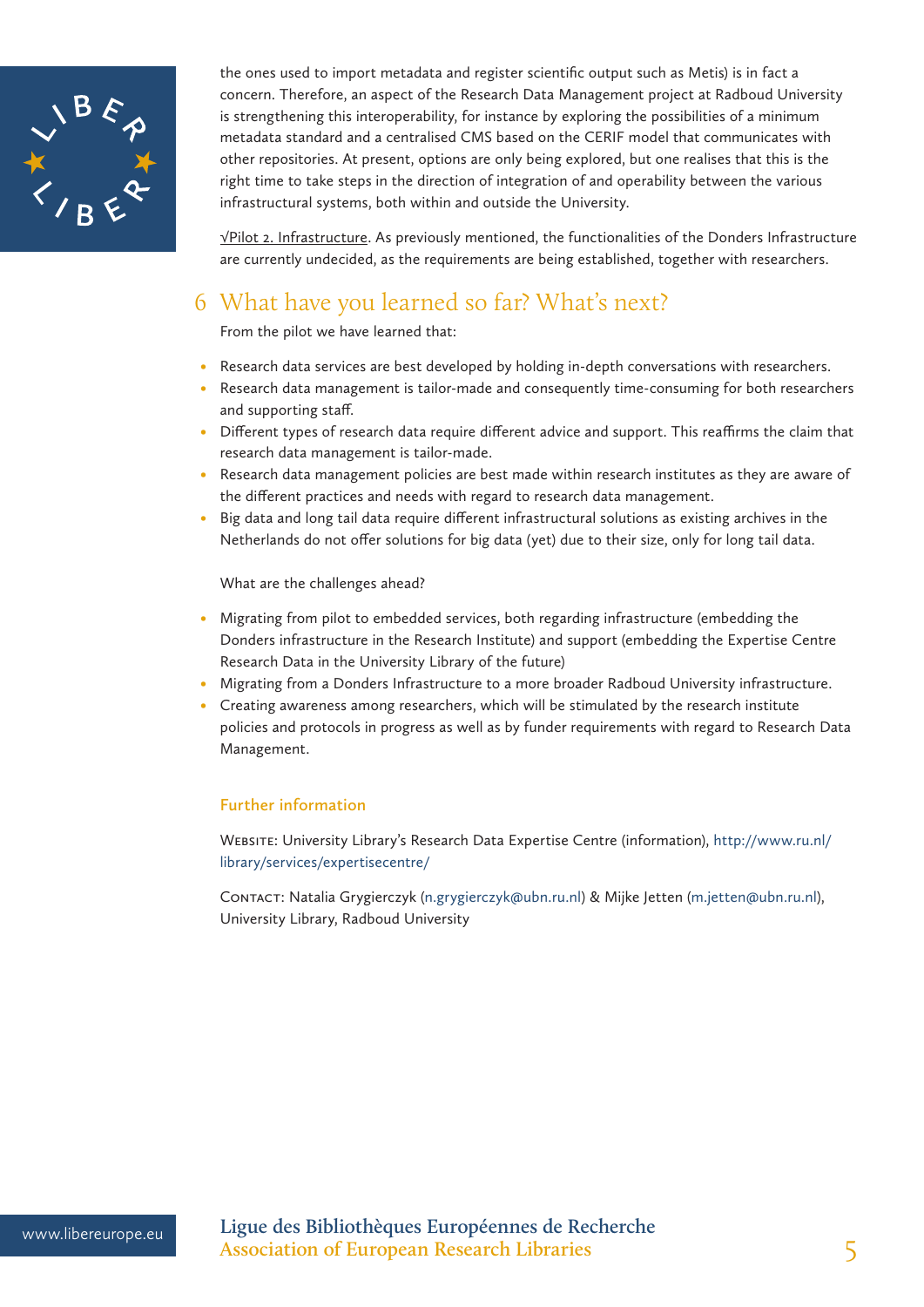the ones used to import metadata and register scientific output such as Metis) is in fact a concern. Therefore, an aspect of the Research Data Management project at Radboud University is strengthening this interoperability, for instance by exploring the possibilities of a minimum metadata standard and a centralised CMS based on the CERIF model that communicates with other repositories. At present, options are only being explored, but one realises that this is the right time to take steps in the direction of integration of and operability between the various infrastructural systems, both within and outside the University.

√Pilot 2. Infrastructure. As previously mentioned, the functionalities of the Donders Infrastructure are currently undecided, as the requirements are being established, together with researchers.

## 6 What have you learned so far? What's next?

From the pilot we have learned that:

- Research data services are best developed by holding in-depth conversations with researchers.
- Research data management is tailor-made and consequently time-consuming for both researchers and supporting staff.
- Different types of research data require different advice and support. This reaffirms the claim that research data management is tailor-made.
- Research data management policies are best made within research institutes as they are aware of the different practices and needs with regard to research data management.
- Big data and long tail data require different infrastructural solutions as existing archives in the Netherlands do not offer solutions for big data (yet) due to their size, only for long tail data.

What are the challenges ahead?

- Migrating from pilot to embedded services, both regarding infrastructure (embedding the Donders infrastructure in the Research Institute) and support (embedding the Expertise Centre Research Data in the University Library of the future)
- Migrating from a Donders Infrastructure to a more broader Radboud University infrastructure.
- Creating awareness among researchers, which will be stimulated by the research institute policies and protocols in progress as well as by funder requirements with regard to Research Data Management.

### Further information

Website: University Library's Research Data Expertise Centre (information), http://www.ru.nl/library/services/expertisecentre/

Contact: Natalia Grygierczyk (n.grygierczyk@ubn.ru.nl) & Mijke Jetten (m.jetten@ubn.ru.nl), University Library, Radboud University